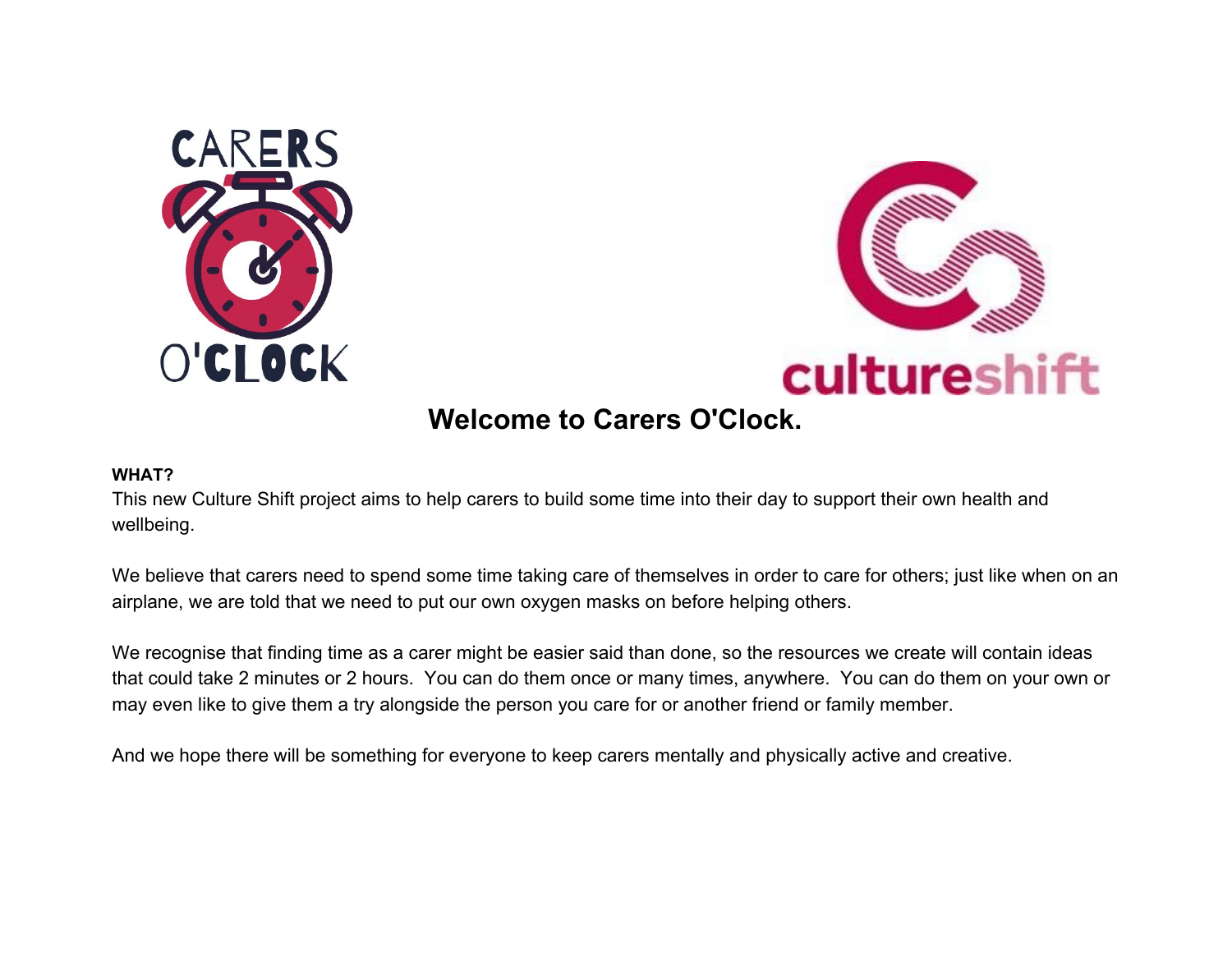# Welcome to Carers O'Clock.

**WHAT?**

This new Culture Shift project aims to help carers to build some time into their day to support their own health and wellbeing.

We believe that carers need to spend some time taking care of themselves in order to care for others; just like when on an airplane, we are told that we need to put our own oxygen masks on before helping others.

We recognise that finding time as a carer might be easier said than done, so the resources we create will contain ideas that could take 2 minutes or 2 hours. You can do them once or many times, anywhere. You can do them on your own or may even like to give them a try alongside the person you care for or another friend or family member.

And we hope there will be something for everyone to keep carers mentally and physically active and creative.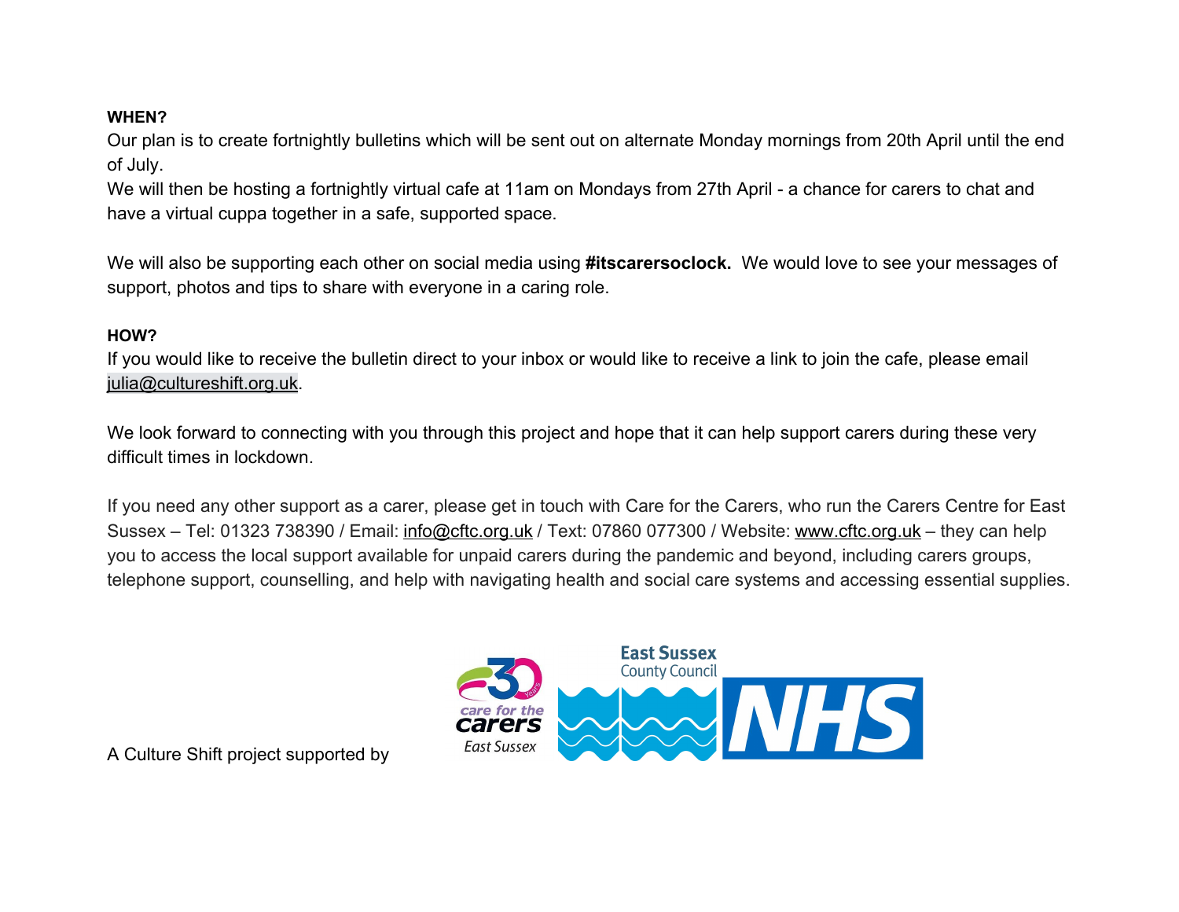**WHEN?**

Our plan is to create fortnightly bulletins which will be sent out on alternate Monday mornings from 20th April until the end of July.

We will then be hosting a fortnightly virtual cafe at 11am on Mondays from 27th April - a chance for carers to chat and have a virtual cuppa together in a safe, supported space.

We will also be supporting each other on social media using **#itscarersoclock.** We would love to see your messages of support, photos and tips to share with everyone in a caring role.

**HOW?**

If you would like to receive the bulletin direct to your inbox or would like to receive a link to join the cafe, please email julia@cultureshift.org.uk.

We look forward to connecting with you through this project and hope that it can help support carers during these very difficult times in lockdown.

If you need any other support as a carer, please get in touch with Care for the Carers, who run the Carers Centre for East Sussex – Tel: 01323 738390 / Email: info@cftc.org.uk / Text: 07860 077300 / Website: www.cftc.org.uk – they can help you to access the local support available for unpaid carers during the pandemic and beyond, including carers groups, telephone support, counselling, and help with navigating health and social care systems and accessing essential supplies.

A Culture Shift project supported by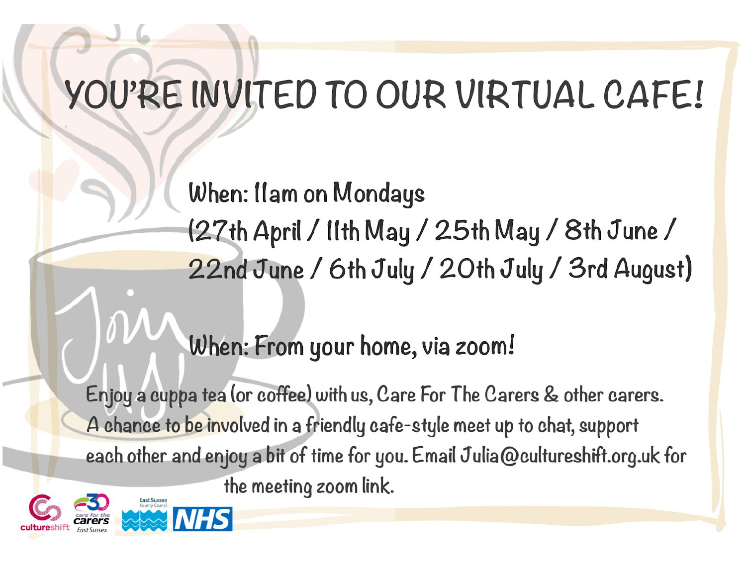# YOU'RE INVITED TO OUR VIRTUAL CAFE!

When: 11am on Mondays
(27th April / 11th May / 25th May / 8th June / 22nd June / 6th July / 20th July / 3rd August)

When: From your home, via zoom!

Enjoy a cuppa tea (or coffee) with us, Care For The Carers & other carers. A chance to be involved in a friendly cafe-style meet up to chat, support each other and enjoy a bit of time for you. Email Julia@cultureshift.org.uk for the meeting zoom link.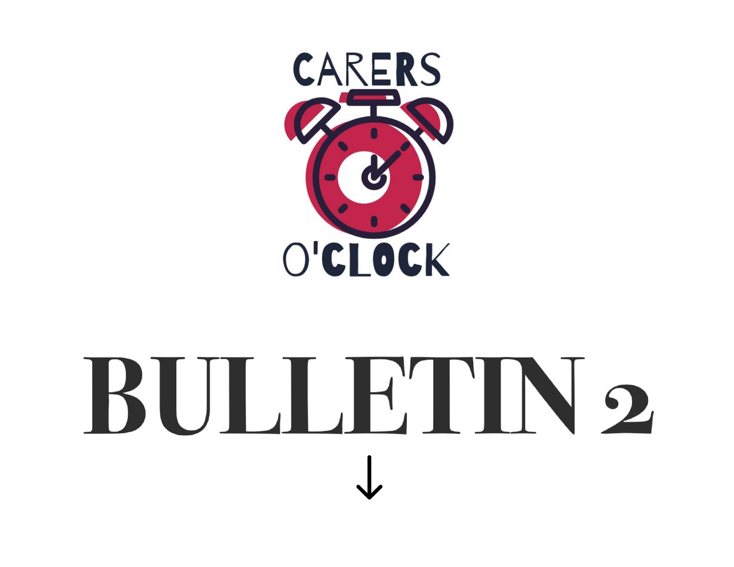CARERS O'CLOCK

# BULLETIN 2

↓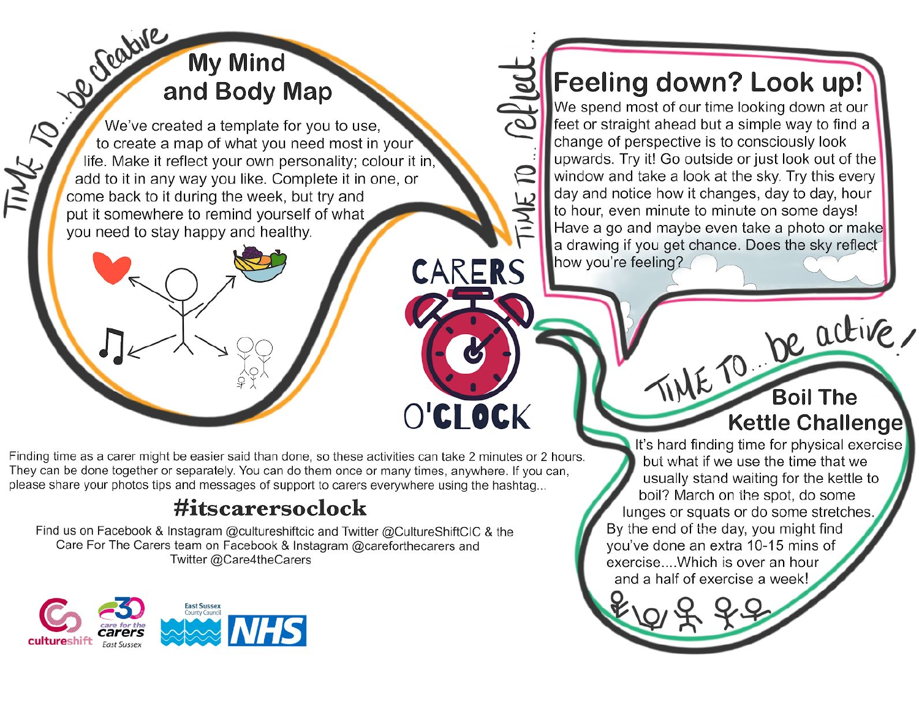*TIME TO... be creative*

## My Mind and Body Map

We've created a template for you to use, to create a map of what you need most in your life. Make it reflect your own personality; colour it in, add to it in any way you like. Complete it in one, or come back to it during the week, but try and put it somewhere to remind yourself of what you need to stay happy and healthy.

*TIME TO... reflect...*

## Feeling down? Look up!

We spend most of our time looking down at our feet or straight ahead but a simple way to find a change of perspective is to consciously look upwards. Try it! Go outside or just look out of the window and take a look at the sky. Try this every day and notice how it changes, day to day, hour to hour, even minute to minute on some days! Have a go and maybe even take a photo or make a drawing if you get chance. Does the sky reflect how you're feeling?

# CARERS O'CLOCK

*TIME TO... be active!*

## Boil The Kettle Challenge

It's hard finding time for physical exercise but what if we use the time that we usually stand waiting for the kettle to boil? March on the spot, do some lunges or squats or do some stretches. By the end of the day, you might find you've done an extra 10-15 mins of exercise....Which is over an hour and a half of exercise a week!

Finding time as a carer might be easier said than done, so these activities can take 2 minutes or 2 hours. They can be done together or separately. You can do them once or many times, anywhere. If you can, please share your photos tips and messages of support to carers everywhere using the hashtag...

## #itscarersoclock

Find us on Facebook & Instagram @cultureshiftcic and Twitter @CultureShiftCIC & the Care For The Carers team on Facebook & Instagram @careforthecarers and Twitter @Care4theCarers

cultureshift | care for the carers East Sussex | East Sussex County Council | NHS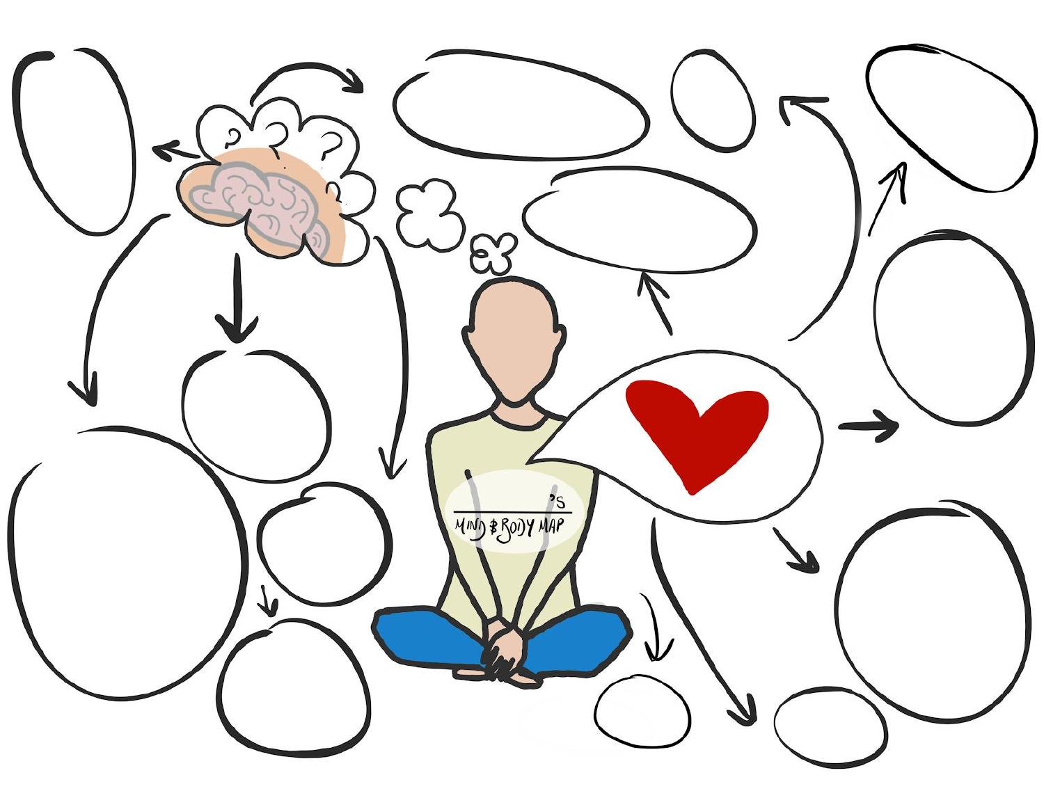_____'s

MIND & BODY MAP